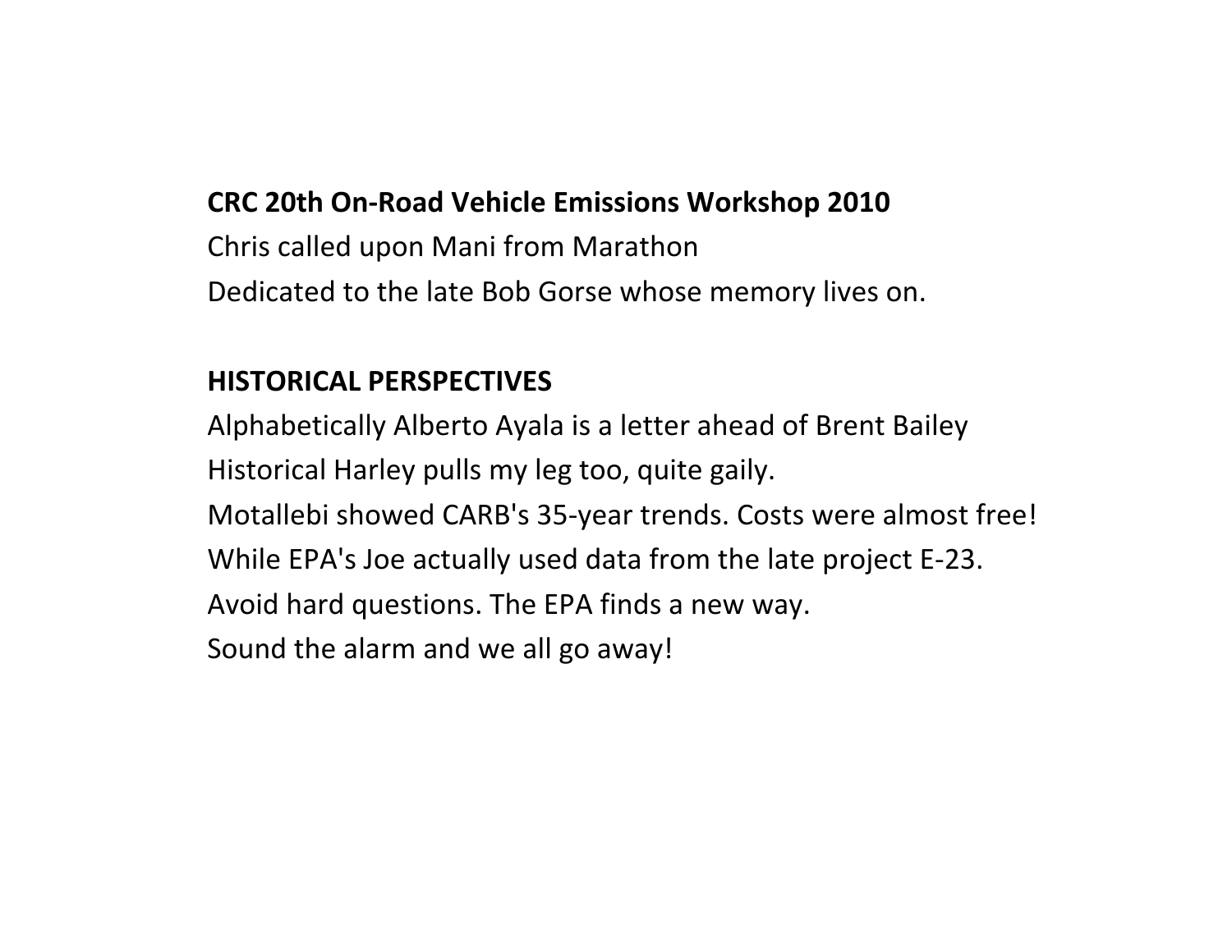**CRC 20th On-Road Vehicle Emissions Workshop 2010**

Chris called upon Mani from Marathon

Dedicated to the late Bob Gorse whose memory lives on.

**HISTORICAL PERSPECTIVES**

Alphabetically Alberto Ayala is a letter ahead of Brent Bailey

Historical Harley pulls my leg too, quite gaily.

Motallebi showed CARB's 35-year trends. Costs were almost free!

While EPA's Joe actually used data from the late project E-23.

Avoid hard questions. The EPA finds a new way.

Sound the alarm and we all go away!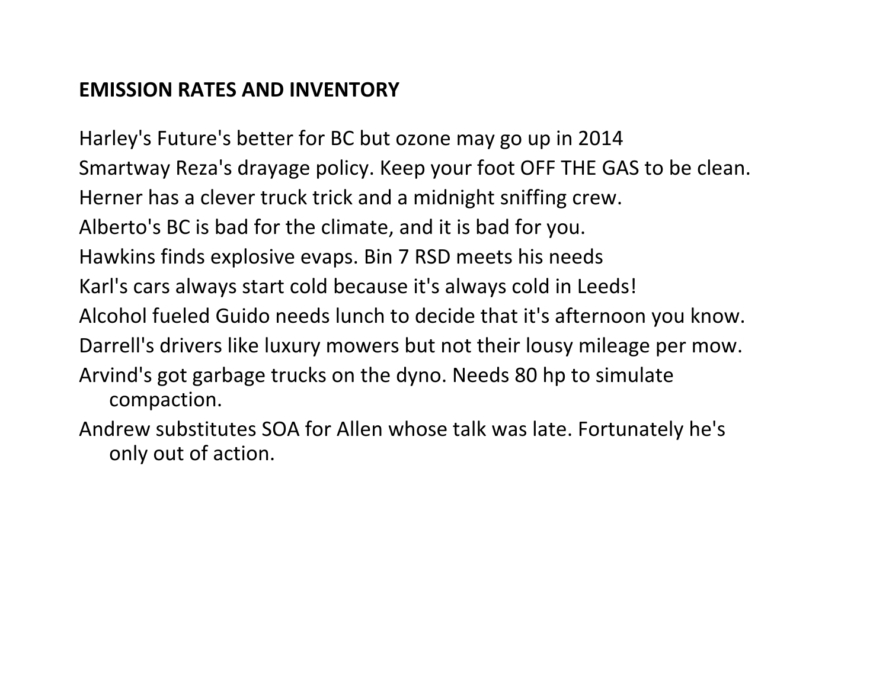## EMISSION RATES AND INVENTORY

Harley's Future's better for BC but ozone may go up in 2014

Smartway Reza's drayage policy. Keep your foot OFF THE GAS to be clean.

Herner has a clever truck trick and a midnight sniffing crew.

Alberto's BC is bad for the climate, and it is bad for you.

Hawkins finds explosive evaps. Bin 7 RSD meets his needs

Karl's cars always start cold because it's always cold in Leeds!

Alcohol fueled Guido needs lunch to decide that it's afternoon you know.

Darrell's drivers like luxury mowers but not their lousy mileage per mow.

Arvind's got garbage trucks on the dyno. Needs 80 hp to simulate compaction.

Andrew substitutes SOA for Allen whose talk was late. Fortunately he's only out of action.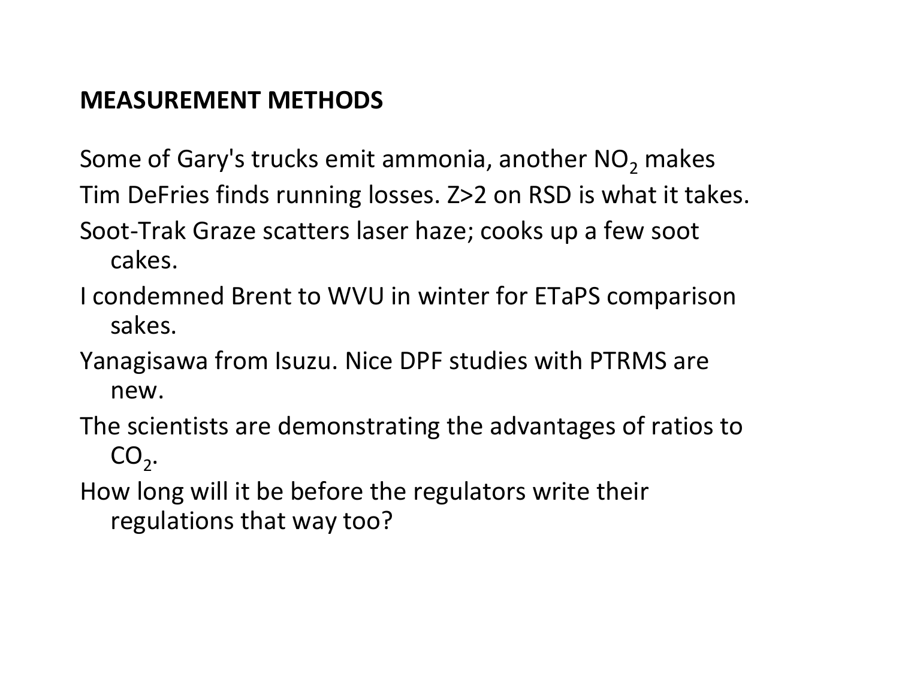## MEASUREMENT METHODS

Some of Gary's trucks emit ammonia, another $NO_2$ makes

Tim DeFries finds running losses. Z>2 on RSD is what it takes.

Soot-Trak Graze scatters laser haze; cooks up a few soot cakes.

I condemned Brent to WVU in winter for ETaPS comparison sakes.

Yanagisawa from Isuzu. Nice DPF studies with PTRMS are new.

The scientists are demonstrating the advantages of ratios to $CO_2$.

How long will it be before the regulators write their regulations that way too?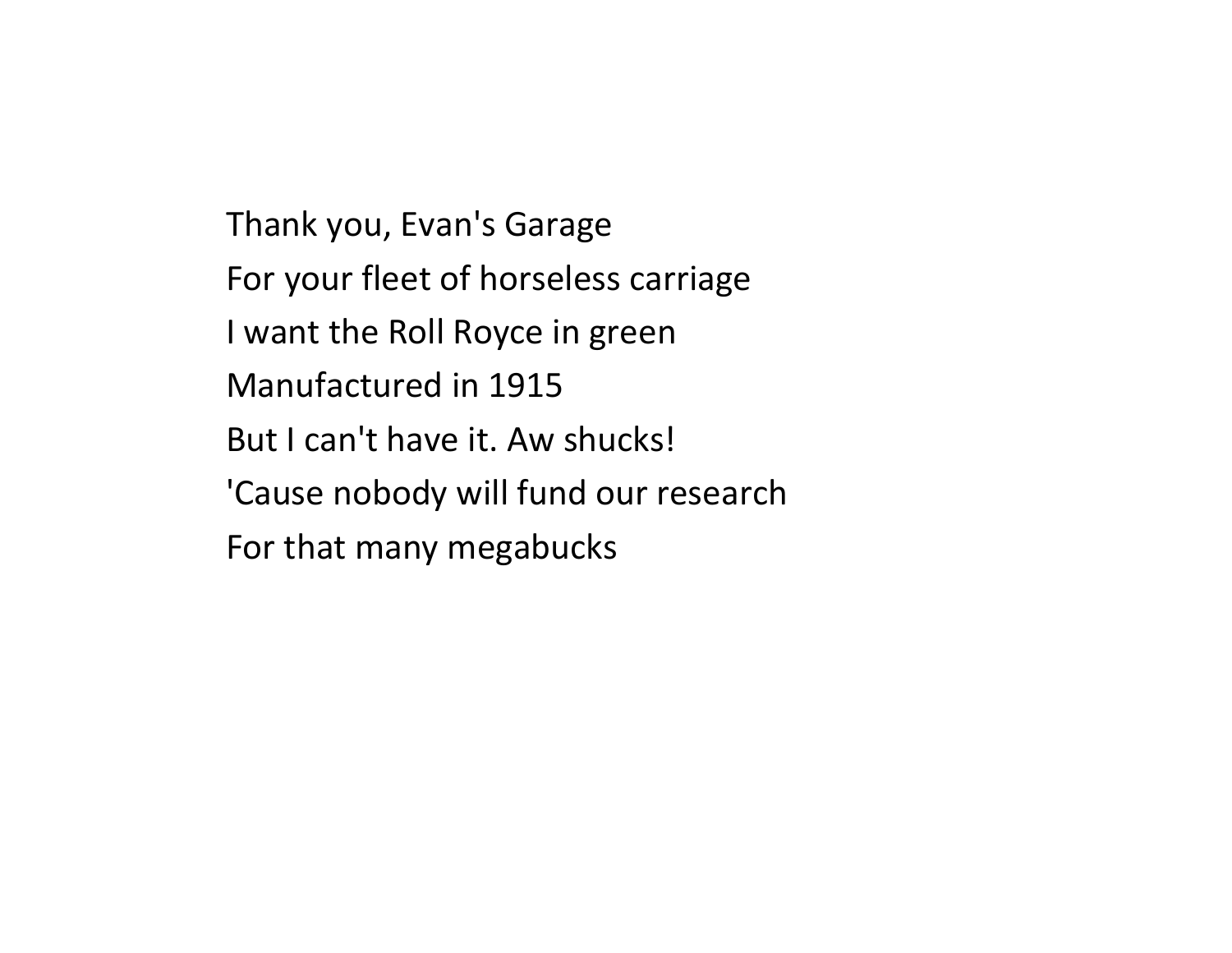Thank you, Evan's Garage

For your fleet of horseless carriage

I want the Roll Royce in green

Manufactured in 1915

But I can't have it. Aw shucks!

'Cause nobody will fund our research

For that many megabucks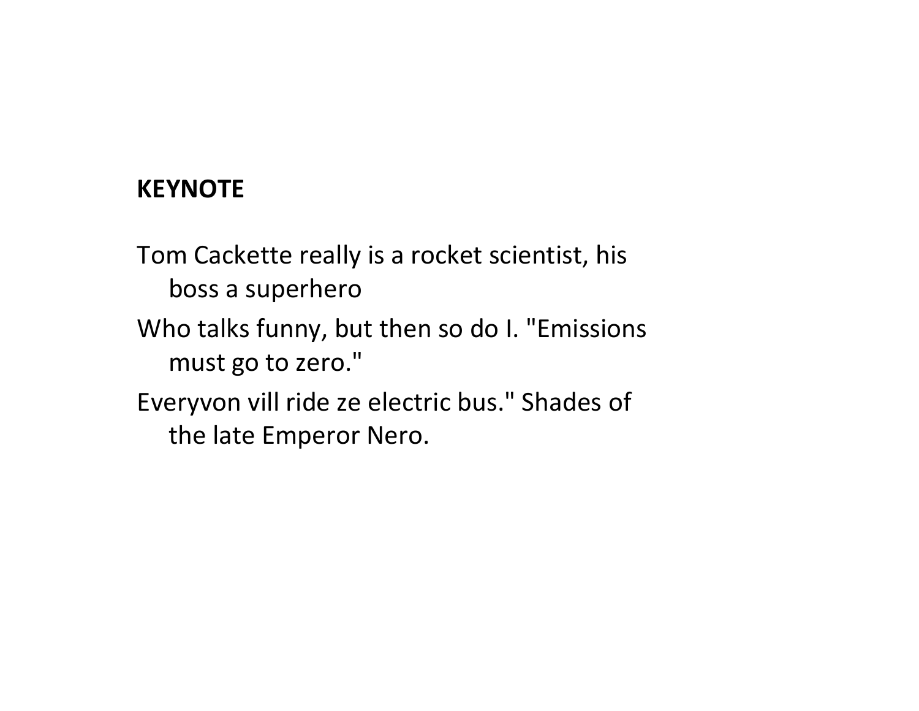**KEYNOTE**

Tom Cackette really is a rocket scientist, his
boss a superhero

Who talks funny, but then so do I. "Emissions
must go to zero."

Everyvon vill ride ze electric bus." Shades of
the late Emperor Nero.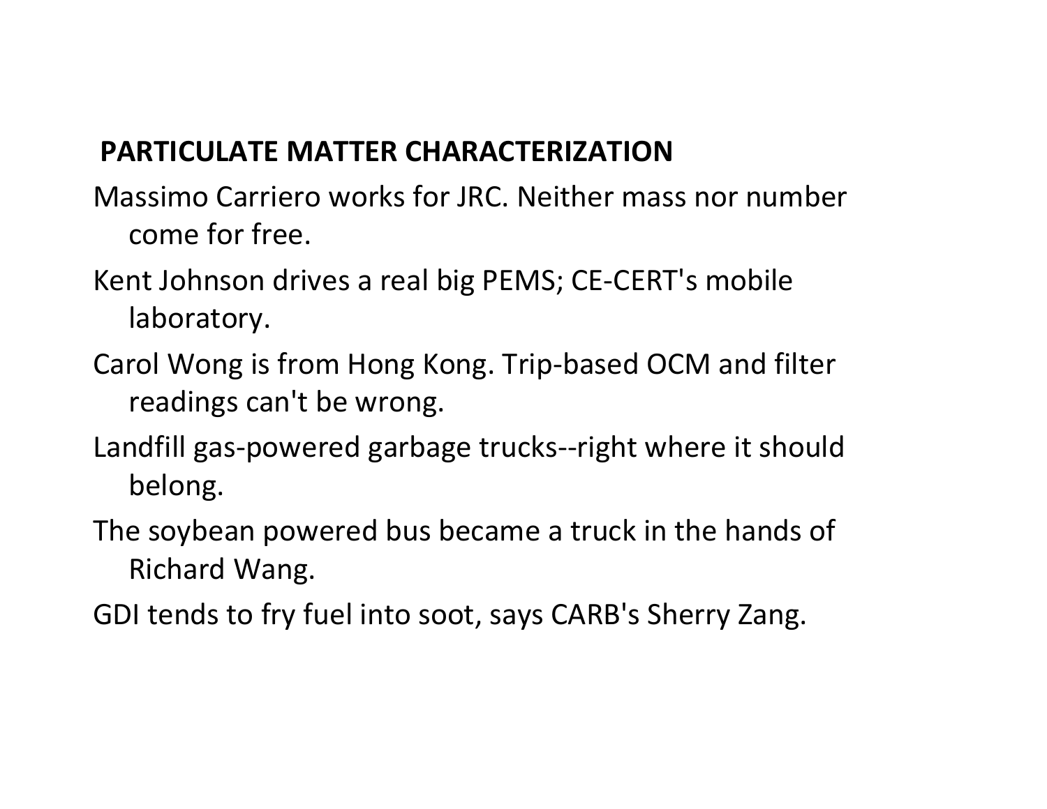## PARTICULATE MATTER CHARACTERIZATION

Massimo Carriero works for JRC. Neither mass nor number come for free.

Kent Johnson drives a real big PEMS; CE-CERT's mobile laboratory.

Carol Wong is from Hong Kong. Trip-based OCM and filter readings can't be wrong.

Landfill gas-powered garbage trucks--right where it should belong.

The soybean powered bus became a truck in the hands of Richard Wang.

GDI tends to fry fuel into soot, says CARB's Sherry Zang.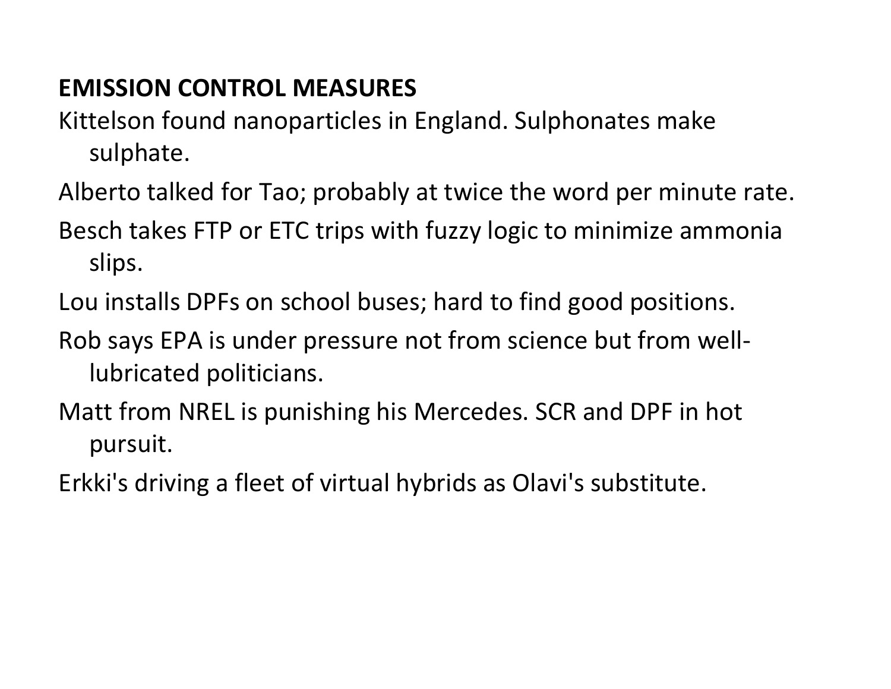**EMISSION CONTROL MEASURES**

Kittelson found nanoparticles in England. Sulphonates make sulphate.

Alberto talked for Tao; probably at twice the word per minute rate.

Besch takes FTP or ETC trips with fuzzy logic to minimize ammonia slips.

Lou installs DPFs on school buses; hard to find good positions.

Rob says EPA is under pressure not from science but from well-lubricated politicians.

Matt from NREL is punishing his Mercedes. SCR and DPF in hot pursuit.

Erkki's driving a fleet of virtual hybrids as Olavi's substitute.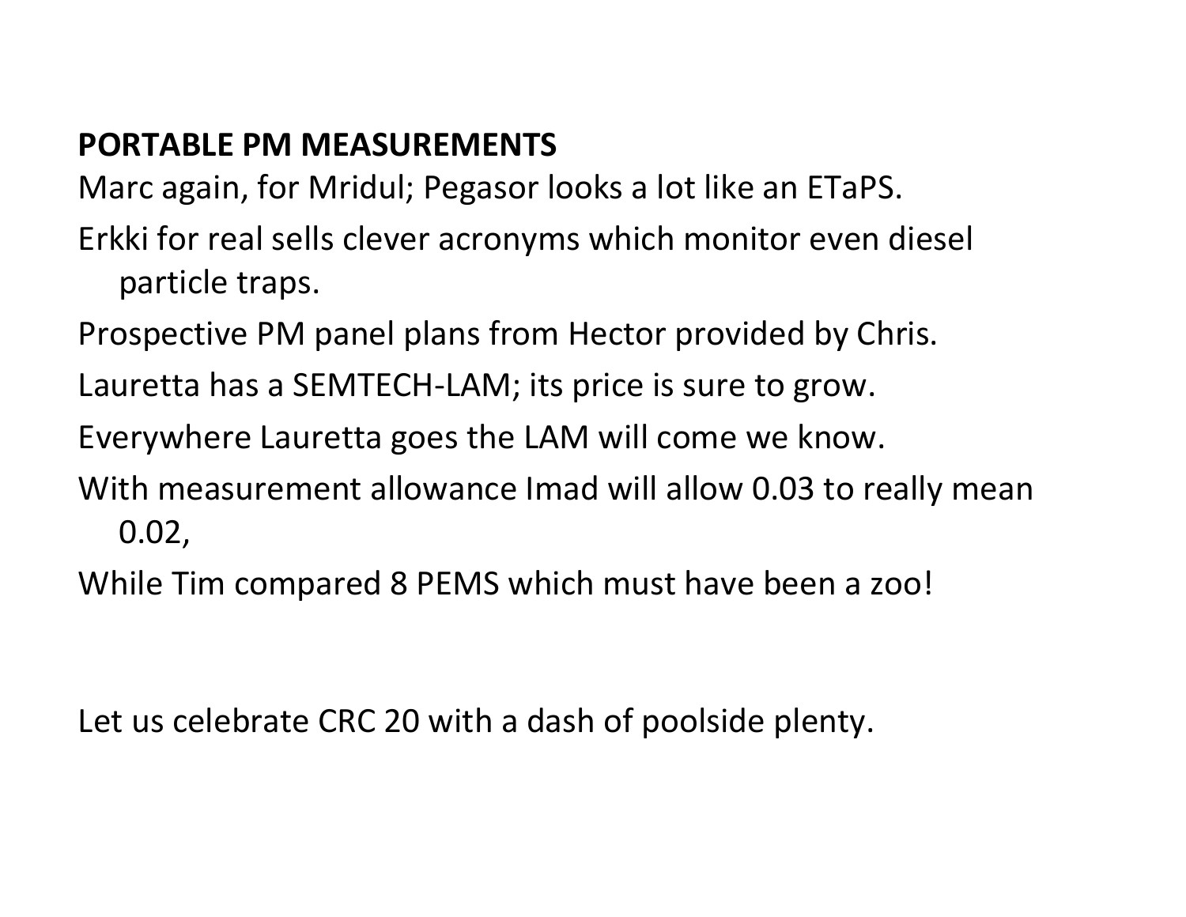**PORTABLE PM MEASUREMENTS**

Marc again, for Mridul; Pegasor looks a lot like an ETaPS.

Erkki for real sells clever acronyms which monitor even diesel particle traps.

Prospective PM panel plans from Hector provided by Chris.

Lauretta has a SEMTECH-LAM; its price is sure to grow.

Everywhere Lauretta goes the LAM will come we know.

With measurement allowance Imad will allow 0.03 to really mean 0.02,

While Tim compared 8 PEMS which must have been a zoo!

Let us celebrate CRC 20 with a dash of poolside plenty.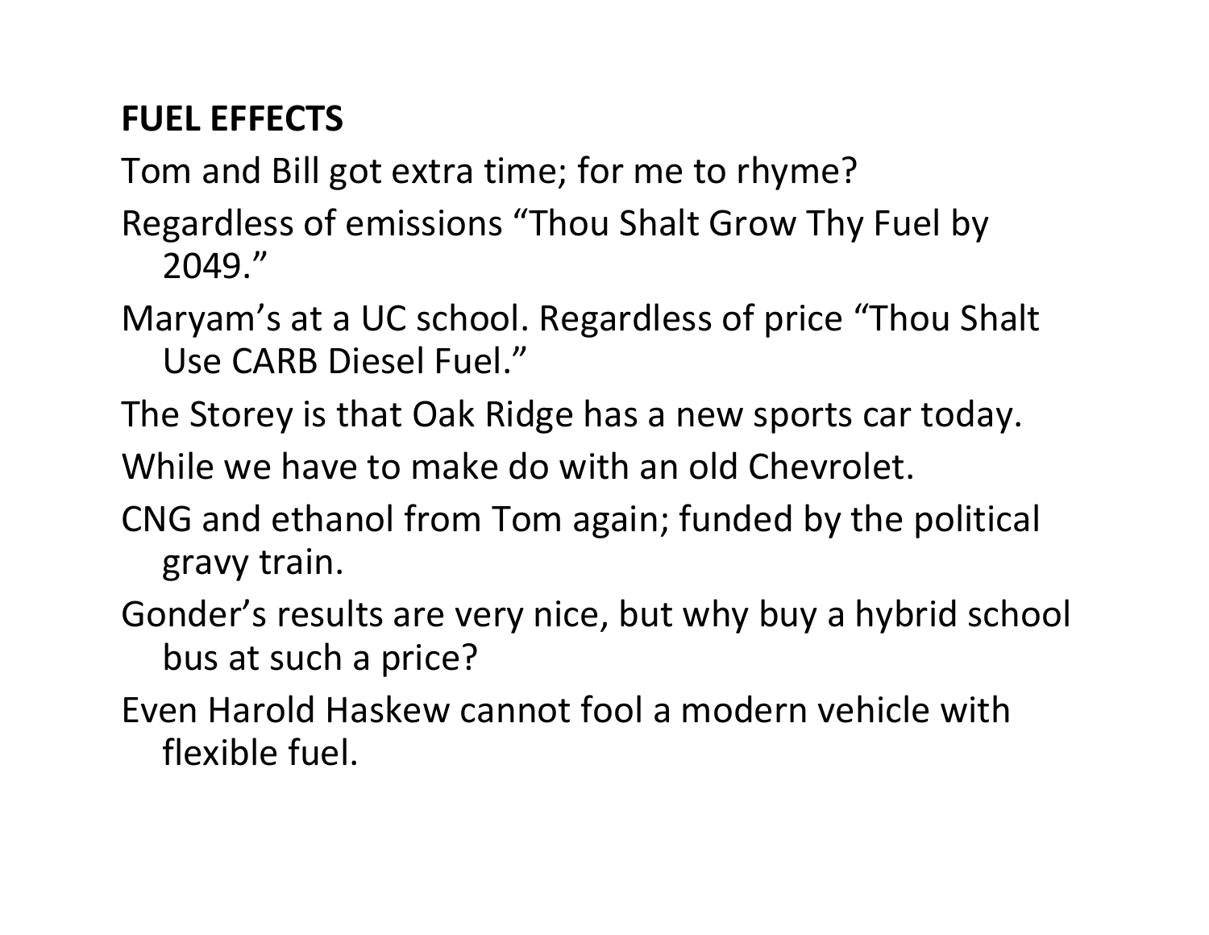**FUEL EFFECTS**

Tom and Bill got extra time; for me to rhyme?

Regardless of emissions "Thou Shalt Grow Thy Fuel by 2049."

Maryam's at a UC school. Regardless of price "Thou Shalt Use CARB Diesel Fuel."

The Storey is that Oak Ridge has a new sports car today.

While we have to make do with an old Chevrolet.

CNG and ethanol from Tom again; funded by the political gravy train.

Gonder's results are very nice, but why buy a hybrid school bus at such a price?

Even Harold Haskew cannot fool a modern vehicle with flexible fuel.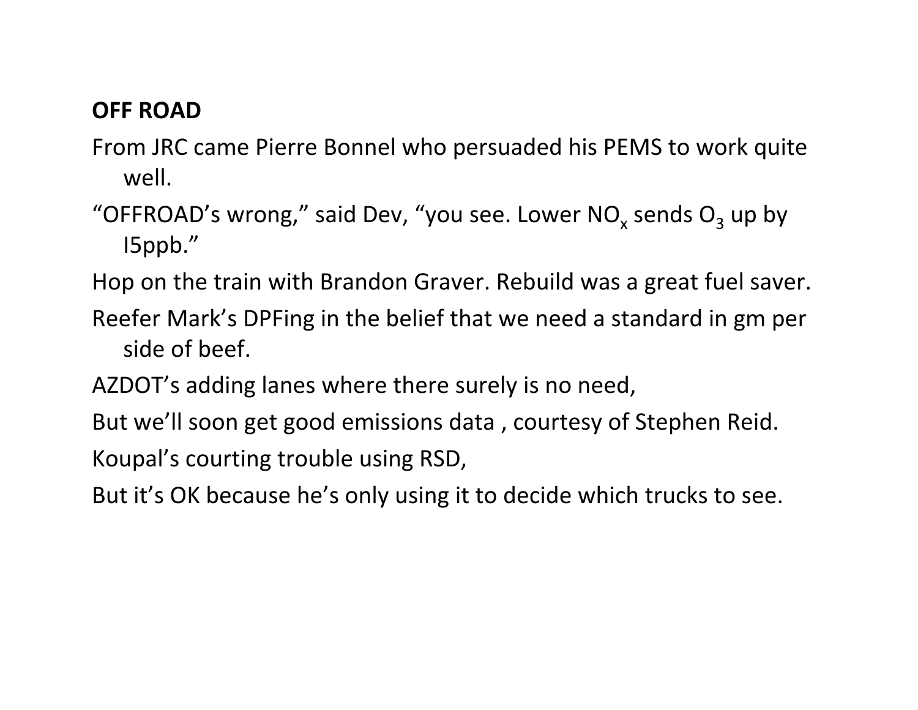**OFF ROAD**

From JRC came Pierre Bonnel who persuaded his PEMS to work quite well.

“OFFROAD’s wrong,” said Dev, “you see. Lower $NO_x$ sends $O_3$ up by I5ppb.”

Hop on the train with Brandon Graver. Rebuild was a great fuel saver.

Reefer Mark’s DPFing in the belief that we need a standard in gm per side of beef.

AZDOT’s adding lanes where there surely is no need,

But we’ll soon get good emissions data , courtesy of Stephen Reid.

Koupal’s courting trouble using RSD,

But it’s OK because he’s only using it to decide which trucks to see.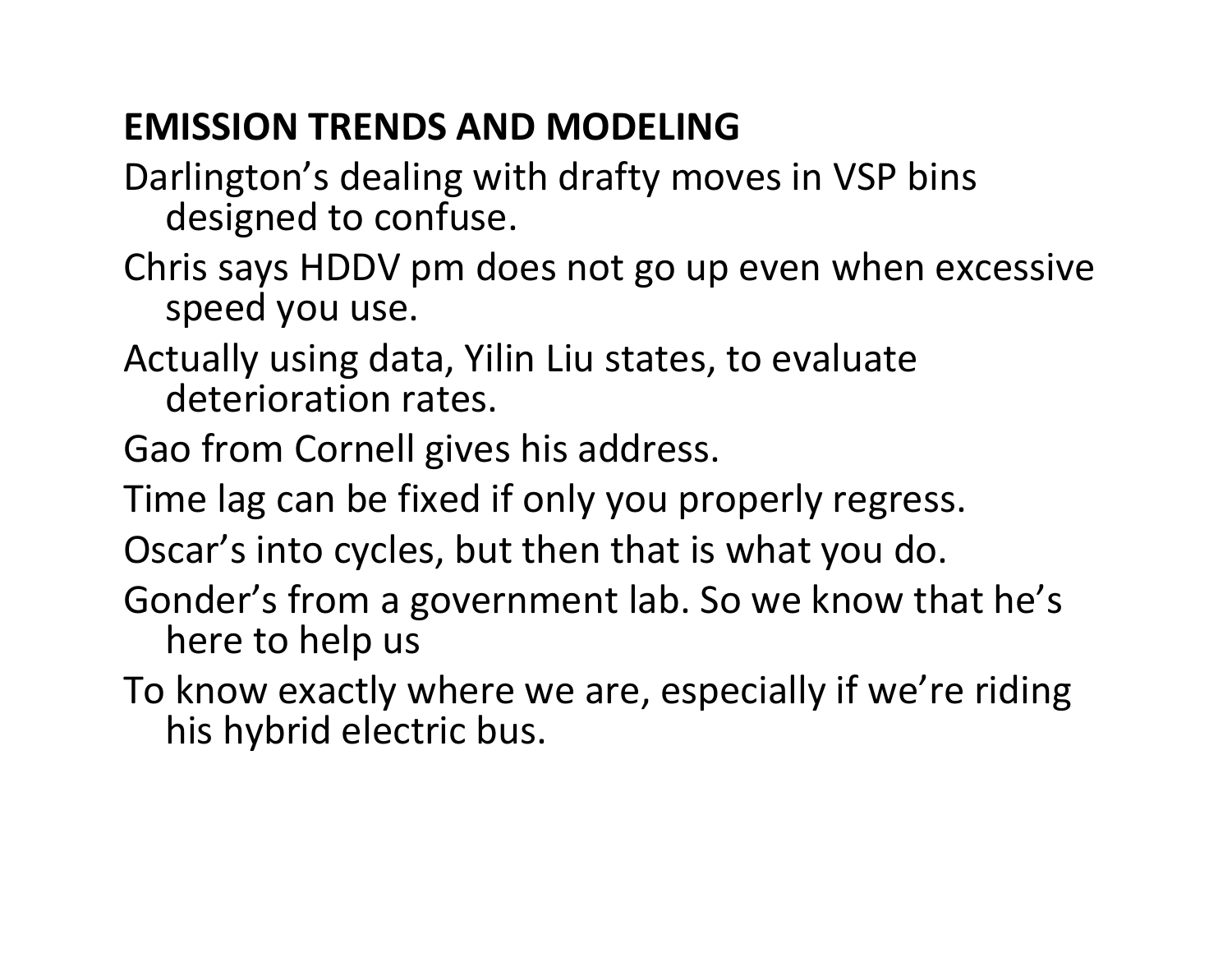**EMISSION TRENDS AND MODELING**

Darlington's dealing with drafty moves in VSP bins designed to confuse.

Chris says HDDV pm does not go up even when excessive speed you use.

Actually using data, Yilin Liu states, to evaluate deterioration rates.

Gao from Cornell gives his address.

Time lag can be fixed if only you properly regress.

Oscar's into cycles, but then that is what you do.

Gonder's from a government lab. So we know that he's here to help us

To know exactly where we are, especially if we're riding his hybrid electric bus.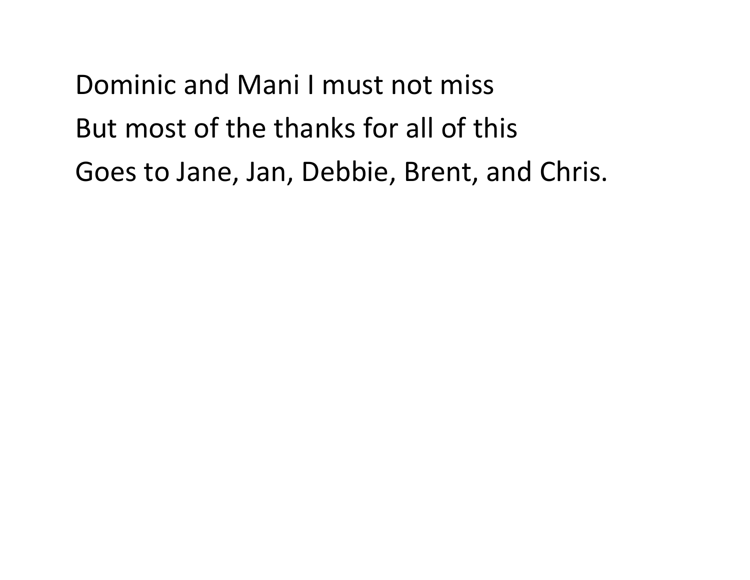Dominic and Mani I must not miss
But most of the thanks for all of this
Goes to Jane, Jan, Debbie, Brent, and Chris.